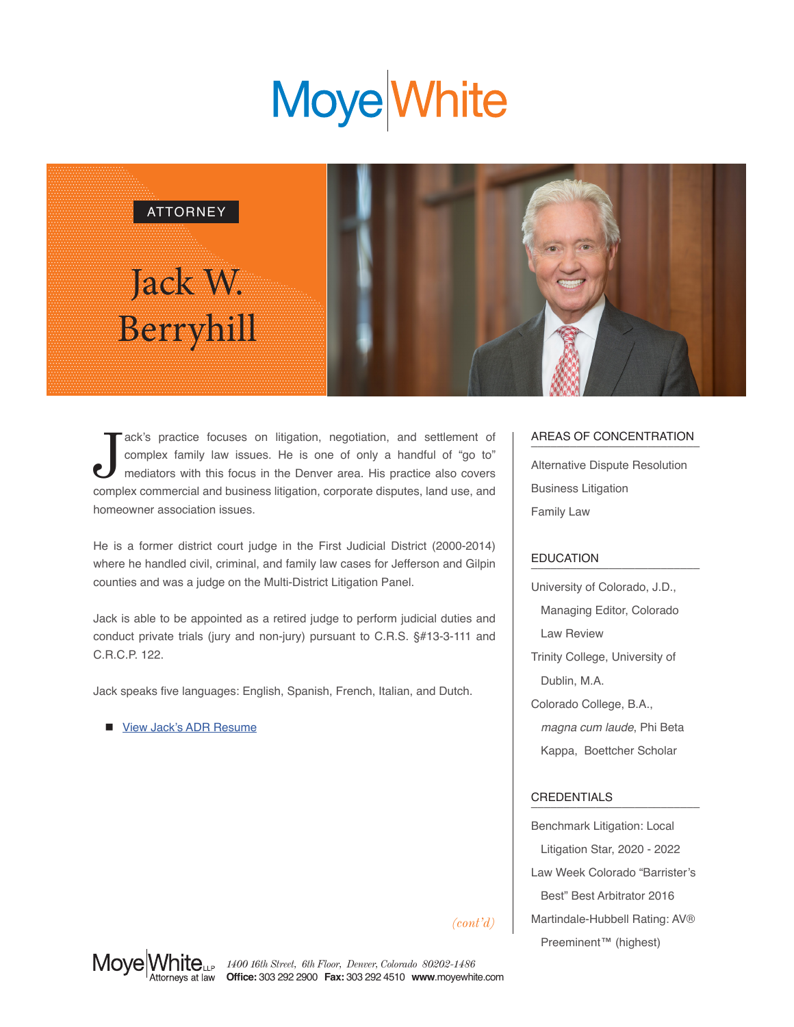# Moye White

ATTORNEY

# Jack W. Berryhill

Jack's practice focuses on litigation, negotiation, and settlement of complex family law issues. He is one of only a handful of "go to" mediators with this focus in the Denver area. His practice also covers complex commercial and business litigation, corporate disputes, land use, and homeowner association issues.

He is a former district court judge in the First Judicial District (2000-2014) where he handled civil, criminal, and family law cases for Jefferson and Gilpin counties and was a judge on the Multi-District Litigation Panel.

Jack is able to be appointed as a retired judge to perform judicial duties and conduct private trials (jury and non-jury) pursuant to C.R.S. §#13-3-111 and C.R.C.P. 122.

Jack speaks five languages: English, Spanish, French, Italian, and Dutch.

- View Jack's ADR Resume

*(cont'd)*

## AREAS OF CONCENTRATION

Alternative Dispute Resolution

Business Litigation

Family Law

## EDUCATION

University of Colorado, J.D.,
Managing Editor, Colorado Law Review

Trinity College, University of Dublin, M.A.

Colorado College, B.A.,
*magna cum laude*, Phi Beta Kappa, Boettcher Scholar

## CREDENTIALS

Benchmark Litigation: Local Litigation Star, 2020 - 2022

Law Week Colorado "Barrister's Best" Best Arbitrator 2016

Martindale-Hubbell Rating: AV® Preeminent™ (highest)

Moye White LLP Attorneys at law *1400 16th Street, 6th Floor, Denver, Colorado 80202-1486* **Office:** 303 292 2900 **Fax:** 303 292 4510 **www**.moyewhite.com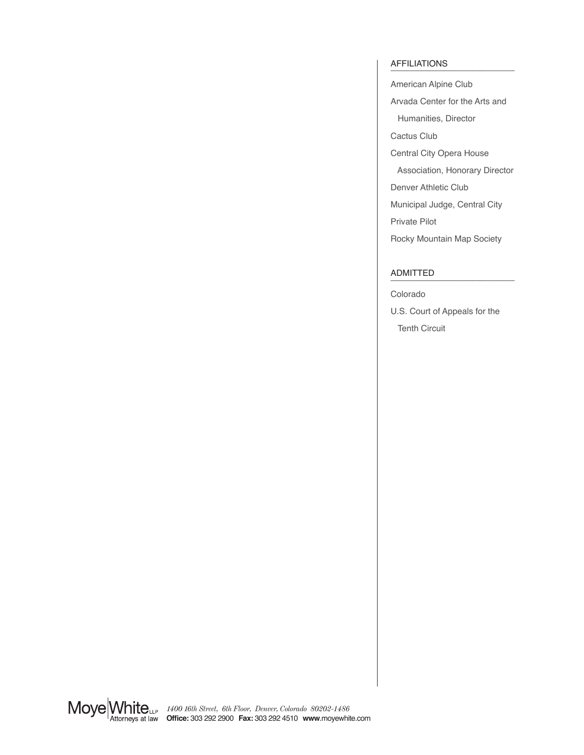## AFFILIATIONS

American Alpine Club

Arvada Center for the Arts and Humanities, Director

Cactus Club

Central City Opera House Association, Honorary Director

Denver Athletic Club

Municipal Judge, Central City

Private Pilot

Rocky Mountain Map Society

## ADMITTED

Colorado

U.S. Court of Appeals for the Tenth Circuit

Moye|White LLP Attorneys at law *1400 16th Street, 6th Floor, Denver, Colorado 80202-1486* **Office:** 303 292 2900 **Fax:** 303 292 4510 **www**.moyewhite.com